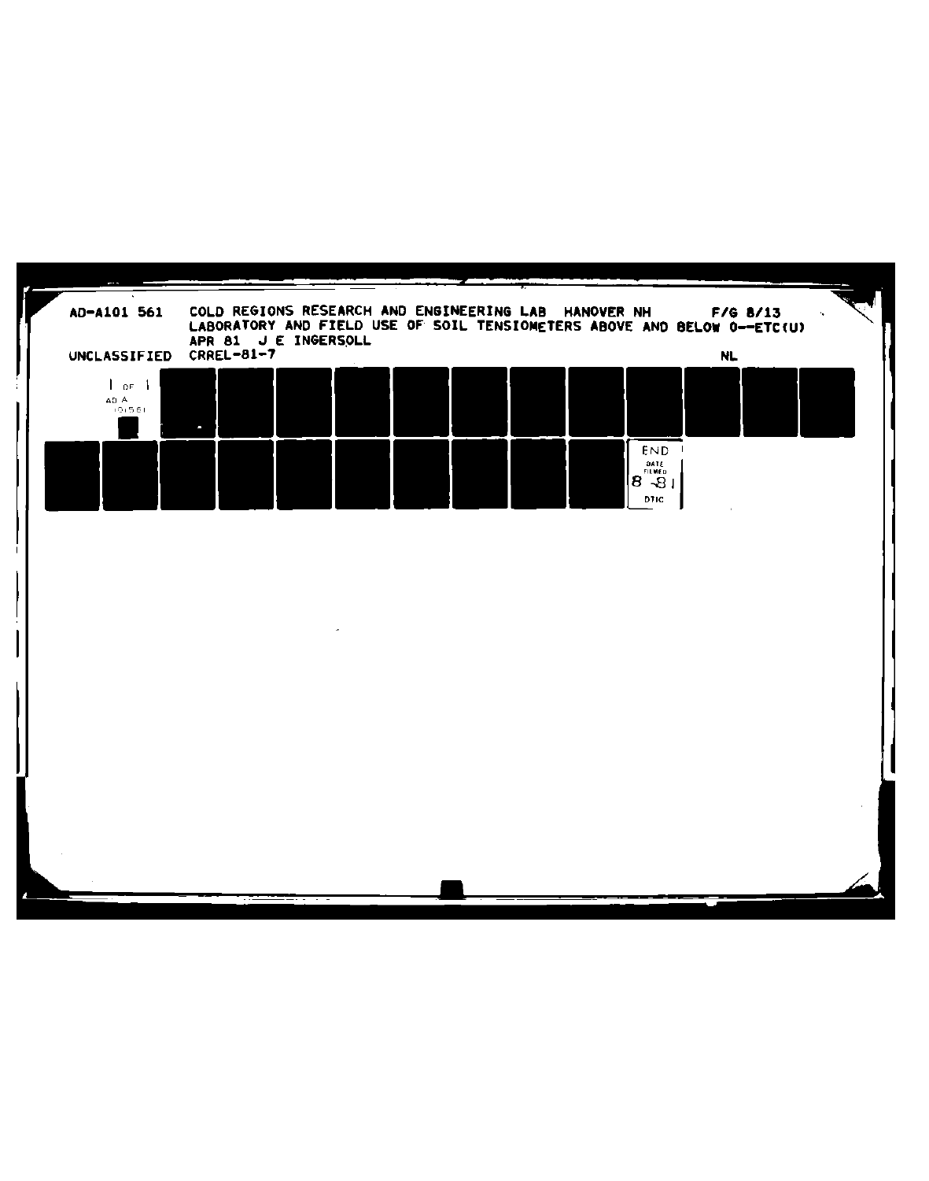AD-A101 561 COLD REGIONS RESEARCH AND ENGINEERING LAB HANOVER NH F/G 8/13
LABORATORY AND FIELD USE OF SOIL TENSIOMETERS ABOVE AND BELOW 0--ETC(U)
APR 81 J E INGERSOLL

UNCLASSIFIED CRREL-81-7 NL

1 OF 1
AD A
101561

END
DATE
FILMED
8-81
DTIC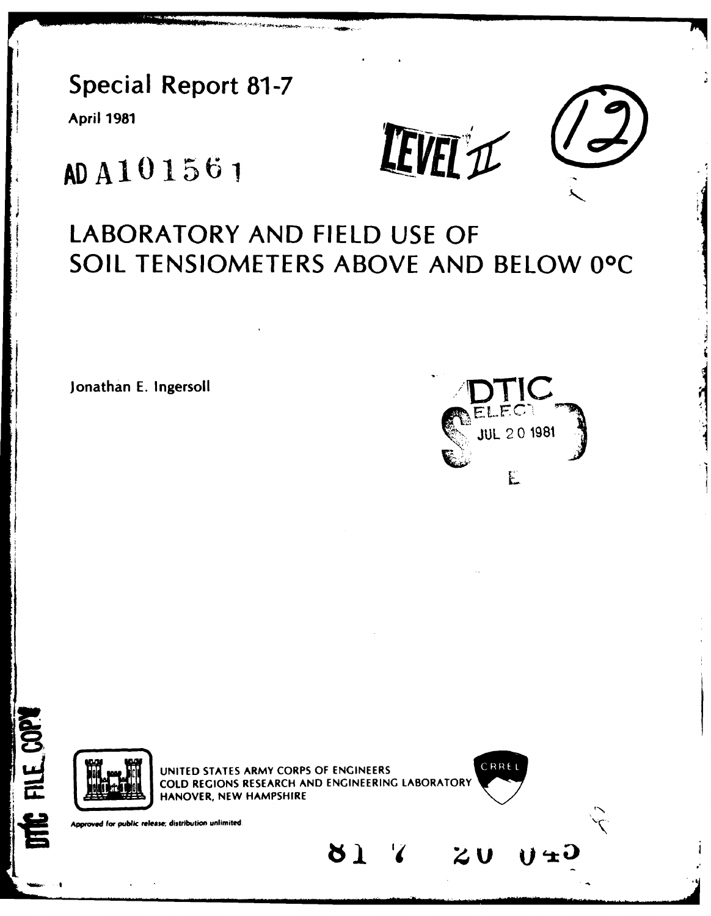# Special Report 81-7

**April 1981**

AD A101561

LEVEL II

(12)

# LABORATORY AND FIELD USE OF SOIL TENSIOMETERS ABOVE AND BELOW 0°C

Jonathan E. Ingersoll

DTIC ELECTE JUL 20 1981 E

DTIC FILE COPY

UNITED STATES ARMY CORPS OF ENGINEERS
COLD REGIONS RESEARCH AND ENGINEERING LABORATORY
HANOVER, NEW HAMPSHIRE

CRREL

Approved for public release; distribution unlimited.

81 7 20 045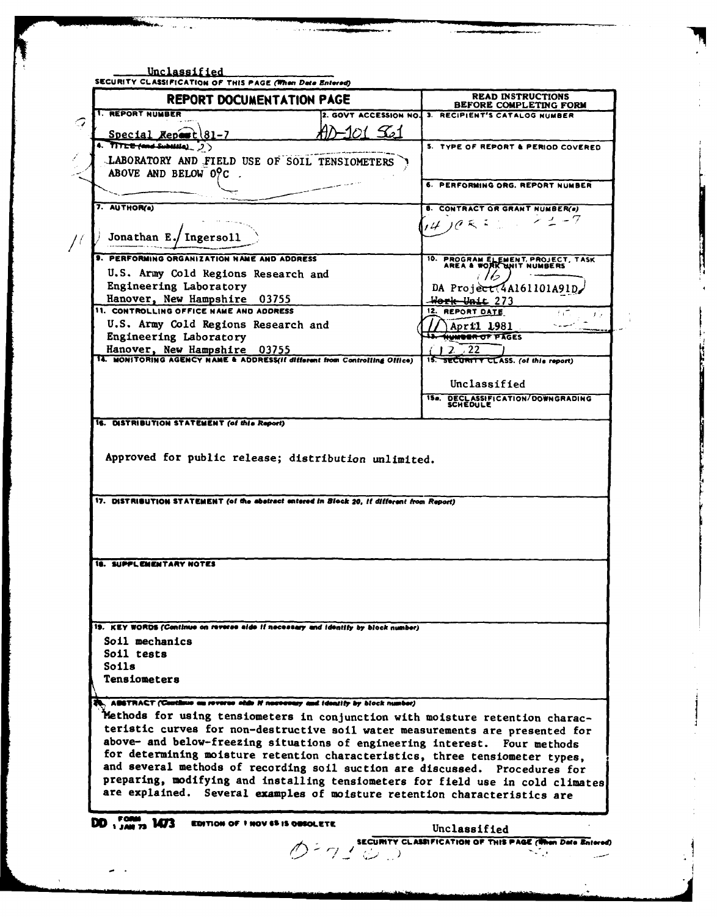Unclassified

SECURITY CLASSIFICATION OF THIS PAGE (When Data Entered)

| REPORT DOCUMENTATION PAGE | | READ INSTRUCTIONS BEFORE COMPLETING FORM |
|---|---|---|
| 1. REPORT NUMBER<br>Special Report 81-7 | 2. GOVT ACCESSION NO.<br>AD-101 561 | 3. RECIPIENT'S CATALOG NUMBER |
| 4. TITLE (and Subtitle)<br>LABORATORY AND FIELD USE OF SOIL TENSIOMETERS ABOVE AND BELOW 0°C | | 5. TYPE OF REPORT & PERIOD COVERED |
| | | 6. PERFORMING ORG. REPORT NUMBER |
| 7. AUTHOR(s)<br>Jonathan E. Ingersoll | | 8. CONTRACT OR GRANT NUMBER(s) |
| 9. PERFORMING ORGANIZATION NAME AND ADDRESS<br>U.S. Army Cold Regions Research and Engineering Laboratory<br>Hanover, New Hampshire 03755 | | 10. PROGRAM ELEMENT, PROJECT, TASK AREA & WORK UNIT NUMBERS<br>DA Project 4A161101A91D, Work Unit 273 |
| 11. CONTROLLING OFFICE NAME AND ADDRESS<br>U.S. Army Cold Regions Research and Engineering Laboratory<br>Hanover, New Hampshire 03755 | | 12. REPORT DATE<br>April 1981 |
| | | 13. NUMBER OF PAGES<br>22 |
| 14. MONITORING AGENCY NAME & ADDRESS (if different from Controlling Office) | | 15. SECURITY CLASS. (of this report)<br>Unclassified |
| | | 15a. DECLASSIFICATION/DOWNGRADING SCHEDULE |

16. DISTRIBUTION STATEMENT (of this Report)

Approved for public release; distribution unlimited.

17. DISTRIBUTION STATEMENT (of the abstract entered in Block 20, if different from Report)

18. SUPPLEMENTARY NOTES

19. KEY WORDS (Continue on reverse side if necessary and identify by block number)

Soil mechanics
Soil tests
Soils
Tensiometers

20. ABSTRACT (Continue on reverse side if necessary and identify by block number)

Methods for using tensiometers in conjunction with moisture retention characteristic curves for non-destructive soil water measurements are presented for above- and below-freezing situations of engineering interest. Four methods for determining moisture retention characteristics, three tensiometer types, and several methods of recording soil suction are discussed. Procedures for preparing, modifying and installing tensiometers for field use in cold climates are explained. Several examples of moisture retention characteristics are

DD FORM 1473 (1 JAN 73) EDITION OF 1 NOV 65 IS OBSOLETE

Unclassified

SECURITY CLASSIFICATION OF THIS PAGE (When Data Entered)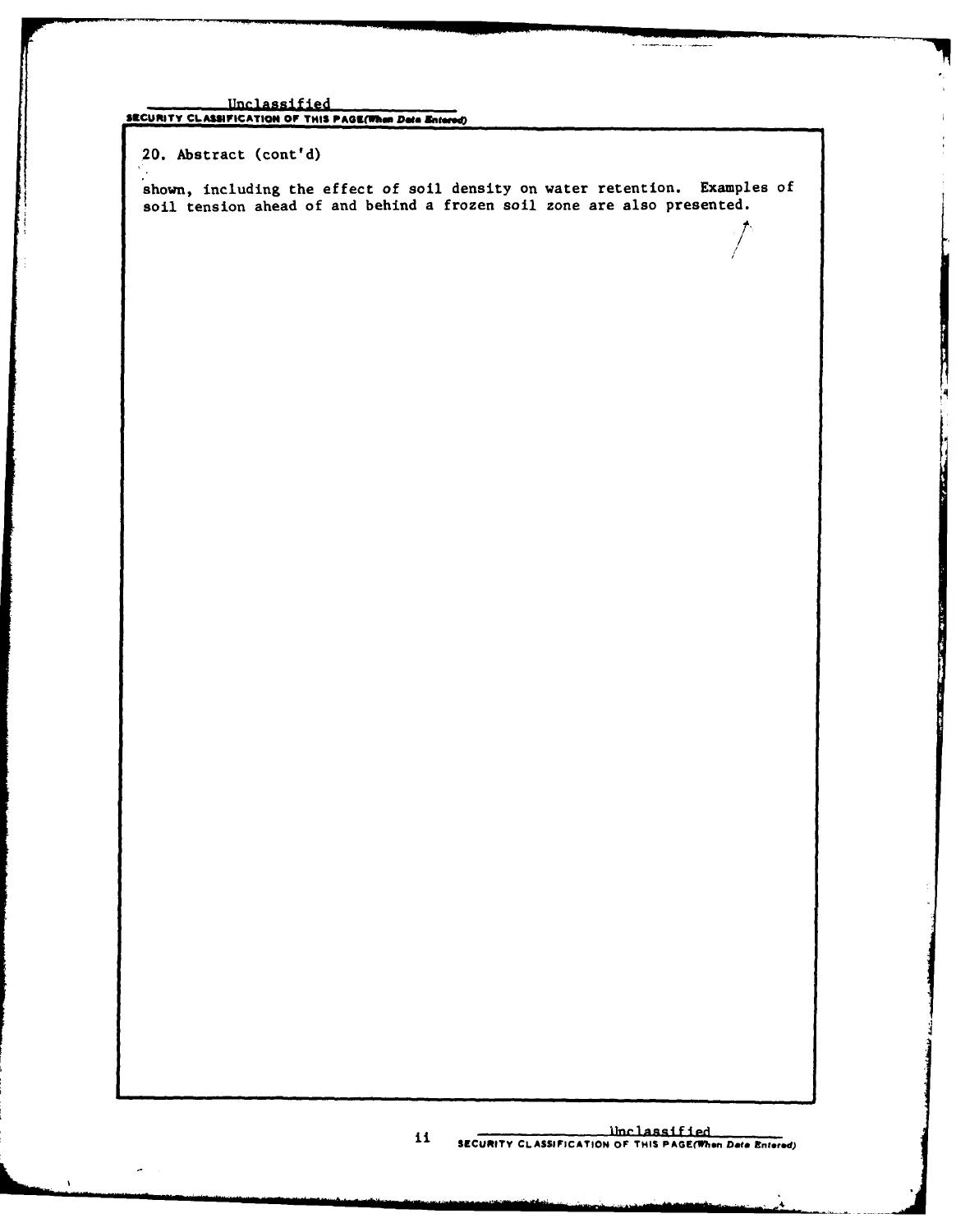Unclassified
SECURITY CLASSIFICATION OF THIS PAGE(When Data Entered)

20. Abstract (cont'd)

shown, including the effect of soil density on water retention. Examples of soil tension ahead of and behind a frozen soil zone are also presented.

Unclassified
SECURITY CLASSIFICATION OF THIS PAGE(When Data Entered)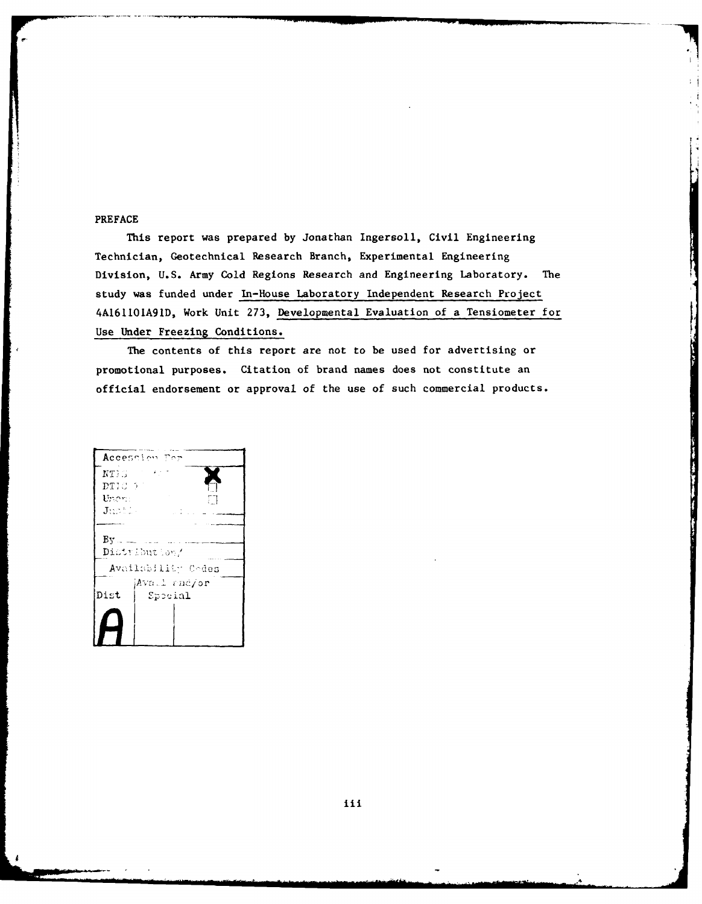# PREFACE

This report was prepared by Jonathan Ingersoll, Civil Engineering Technician, Geotechnical Research Branch, Experimental Engineering Division, U.S. Army Cold Regions Research and Engineering Laboratory. The study was funded under In-House Laboratory Independent Research Project 4A161101A91D, Work Unit 273, Developmental Evaluation of a Tensiometer for Use Under Freezing Conditions.

The contents of this report are not to be used for advertising or promotional purposes. Citation of brand names does not constitute an official endorsement or approval of the use of such commercial products.

| Accession For | |
|---|---|
| NTIS GRA&I | X |
| DTIC TAB | ☐ |
| Unannounced | ☐ |
| Justification | |
| By | |
| Distribution/ | |
| Availability Codes | |
| Dist | Avail and/or Special |
| A | |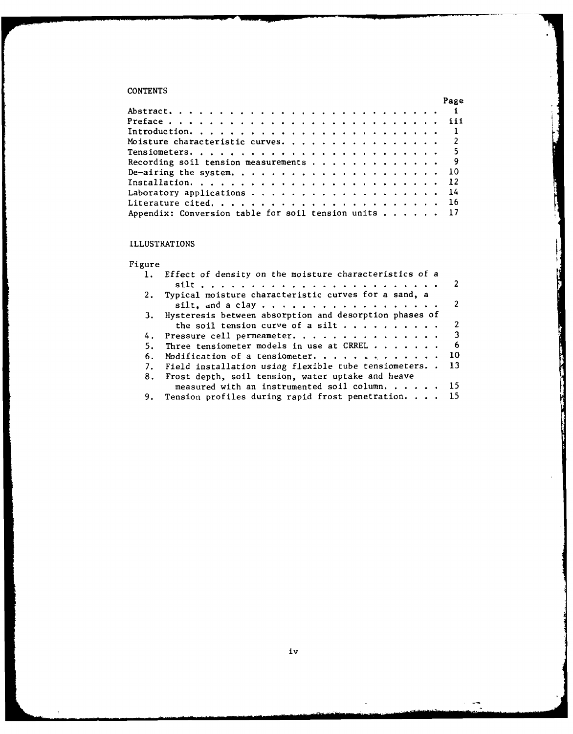## CONTENTS

| | Page |
|---|---|
| Abstract | i |
| Preface | iii |
| Introduction | 1 |
| Moisture characteristic curves | 2 |
| Tensiometers | 5 |
| Recording soil tension measurements | 9 |
| De-airing the system | 10 |
| Installation | 12 |
| Laboratory applications | 14 |
| Literature cited | 16 |
| Appendix: Conversion table for soil tension units | 17 |

## ILLUSTRATIONS

| Figure | | |
|---|---|---|
| 1. | *Effect of density on the moisture characteristics of a silt* | 2 |
| 2. | Typical moisture characteristic curves for a sand, a silt, and a clay | 2 |
| 3. | Hysteresis between absorption and desorption phases of the soil tension curve of a silt | 2 |
| 4. | Pressure cell permeameter | 3 |
| 5. | Three tensiometer models in use at CRREL | 6 |
| 6. | Modification of a tensiometer | 10 |
| 7. | Field installation using flexible tube tensiometers | 13 |
| 8. | Frost depth, soil tension, water uptake and heave measured with an instrumented soil column | 15 |
| 9. | Tension profiles during rapid frost penetration | 15 |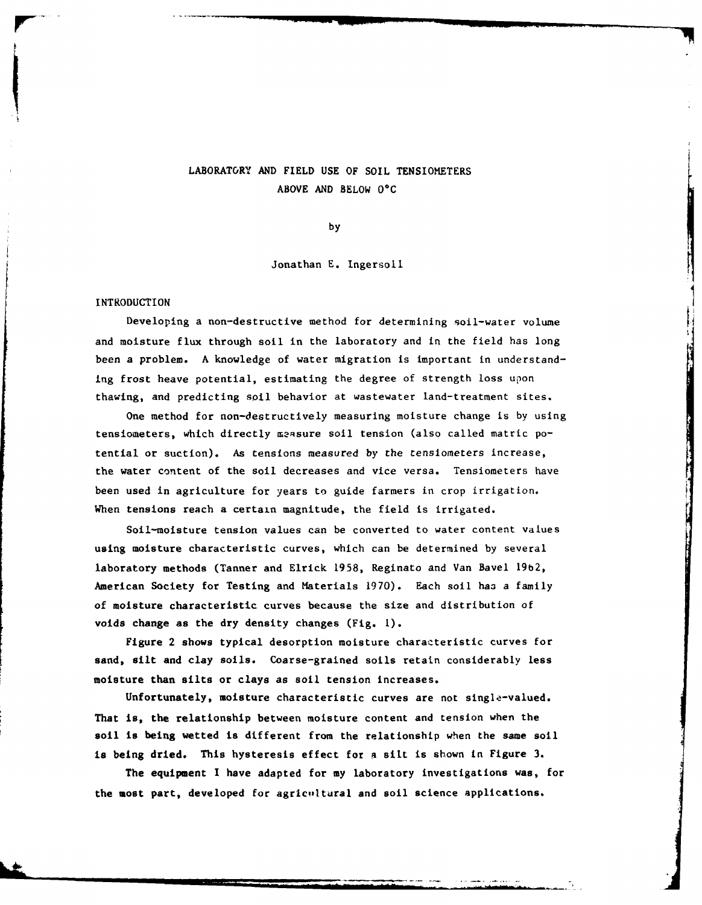# LABORATORY AND FIELD USE OF SOIL TENSIOMETERS ABOVE AND BELOW 0°C

by

Jonathan E. Ingersoll

## INTRODUCTION

Developing a non-destructive method for determining soil-water volume and moisture flux through soil in the laboratory and in the field has long been a problem. A knowledge of water migration is important in understanding frost heave potential, estimating the degree of strength loss upon thawing, and predicting soil behavior at wastewater land-treatment sites.

One method for non-destructively measuring moisture change is by using tensiometers, which directly measure soil tension (also called matric potential or suction). As tensions measured by the tensiometers increase, the water content of the soil decreases and vice versa. Tensiometers have been used in agriculture for years to guide farmers in crop irrigation. When tensions reach a certain magnitude, the field is irrigated.

Soil-moisture tension values can be converted to water content values using moisture characteristic curves, which can be determined by several laboratory methods (Tanner and Elrick 1958, Reginato and Van Bavel 1962, American Society for Testing and Materials 1970). Each soil has a family of moisture characteristic curves because the size and distribution of voids change as the dry density changes (Fig. 1).

Figure 2 shows typical desorption moisture characteristic curves for sand, silt and clay soils. Coarse-grained soils retain considerably less moisture than silts or clays as soil tension increases.

Unfortunately, moisture characteristic curves are not single-valued. That is, the relationship between moisture content and tension when the soil is being wetted is different from the relationship when the same soil is being dried. This hysteresis effect for a silt is shown in Figure 3.

The equipment I have adapted for my laboratory investigations was, for the most part, developed for agricultural and soil science applications.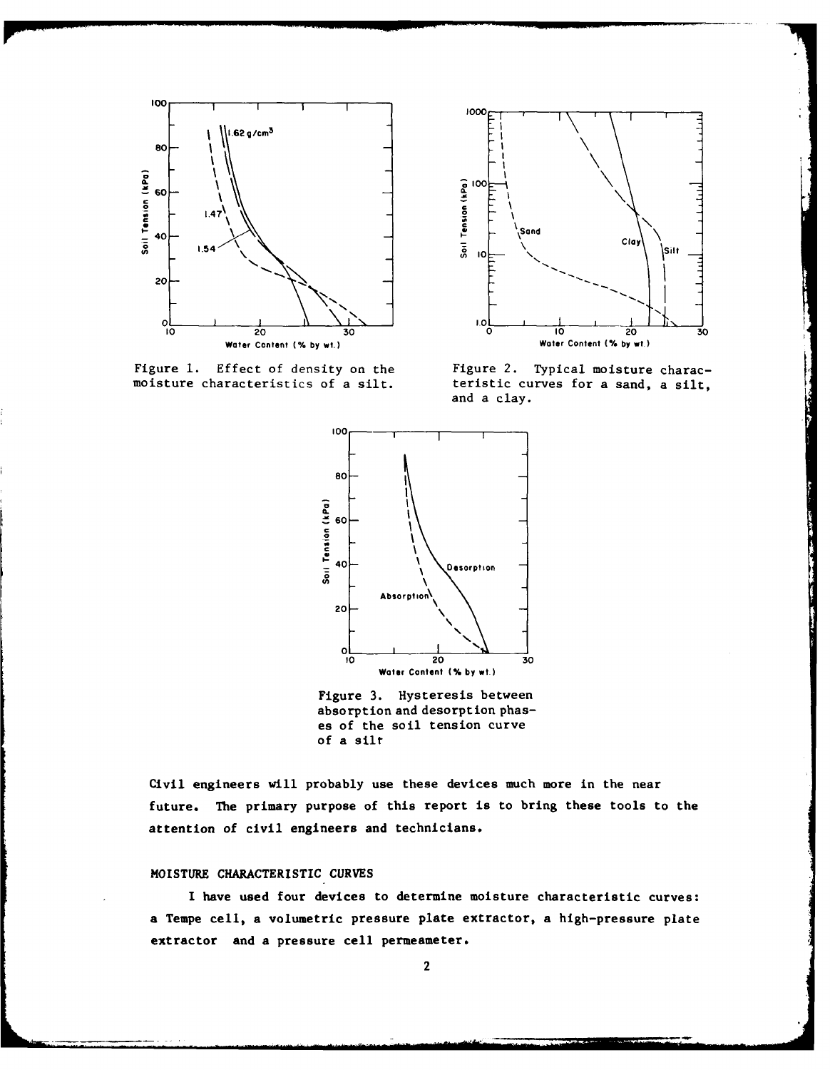Figure 1. Effect of density on the moisture characteristics of a silt.

Figure 2. Typical moisture characteristic curves for a sand, a silt, and a clay.

Figure 3. Hysteresis between absorption and desorption phases of the soil tension curve of a silt

Civil engineers will probably use these devices much more in the near future. The primary purpose of this report is to bring these tools to the attention of civil engineers and technicians.

## MOISTURE CHARACTERISTIC CURVES

I have used four devices to determine moisture characteristic curves: a Tempe cell, a volumetric pressure plate extractor, a high-pressure plate extractor and a pressure cell permeameter.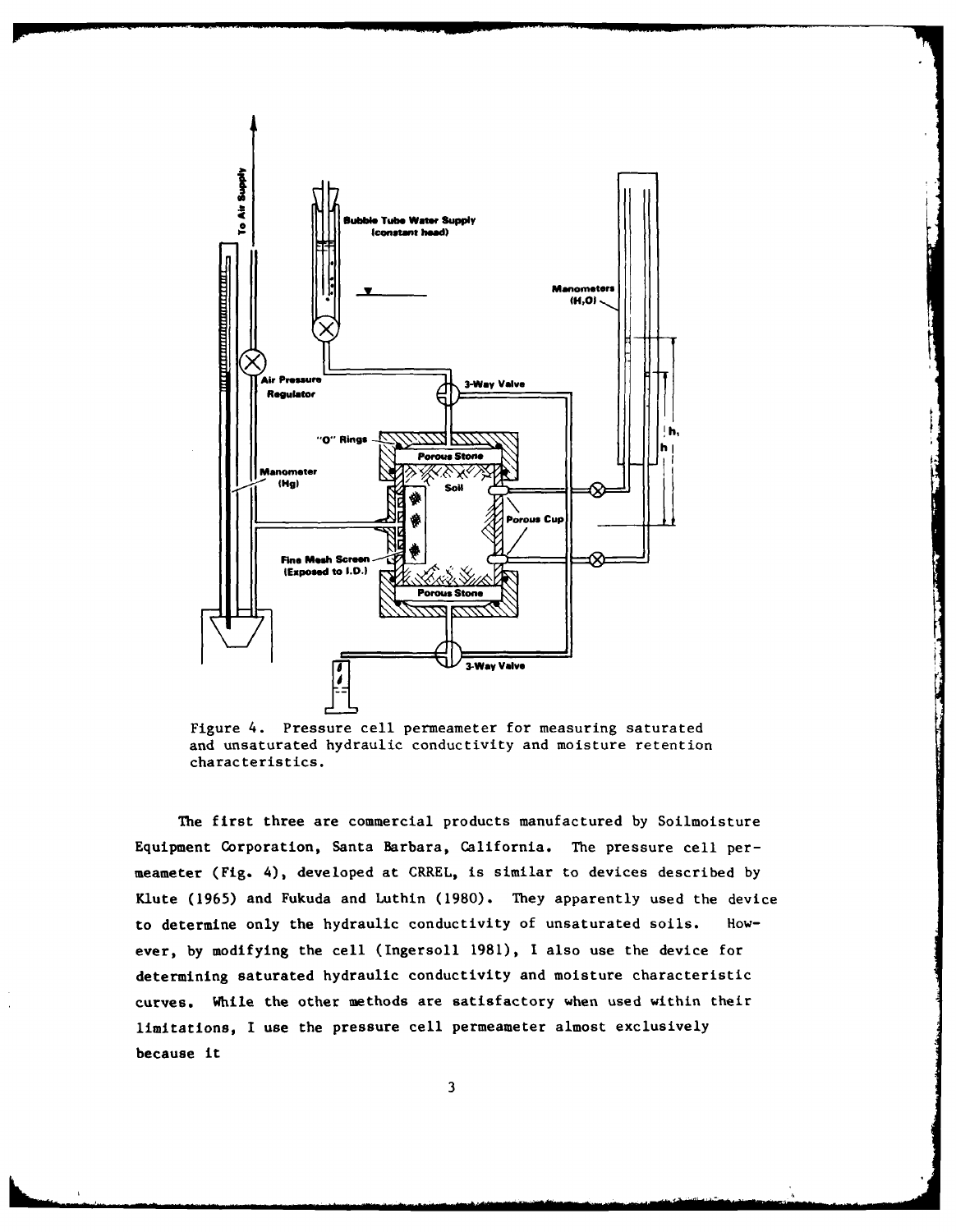Figure 4. Pressure cell permeameter for measuring saturated and unsaturated hydraulic conductivity and moisture retention characteristics.

The first three are commercial products manufactured by Soilmoisture Equipment Corporation, Santa Barbara, California. The pressure cell permeameter (Fig. 4), developed at CRREL, is similar to devices described by Klute (1965) and Fukuda and Luthin (1980). They apparently used the device to determine only the hydraulic conductivity of unsaturated soils. However, by modifying the cell (Ingersoll 1981), I also use the device for determining saturated hydraulic conductivity and moisture characteristic curves. While the other methods are satisfactory when used within their limitations, I use the pressure cell permeameter almost exclusively because it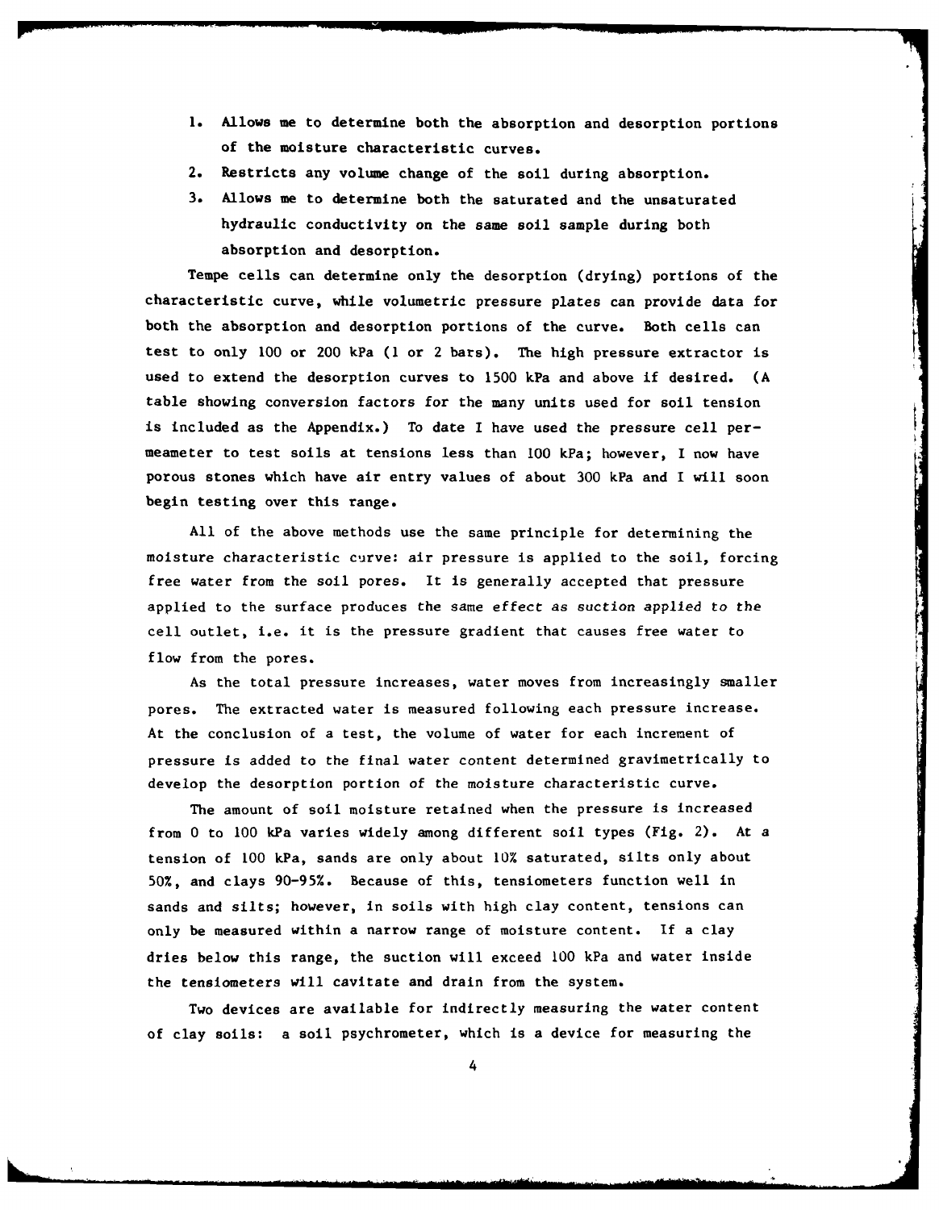1. Allows me to determine both the absorption and desorption portions of the moisture characteristic curves.
2. Restricts any volume change of the soil during absorption.
3. Allows me to determine both the saturated and the unsaturated hydraulic conductivity on the same soil sample during both absorption and desorption.

Tempe cells can determine only the desorption (drying) portions of the characteristic curve, while volumetric pressure plates can provide data for both the absorption and desorption portions of the curve. Both cells can test to only 100 or 200 kPa (1 or 2 bars). The high pressure extractor is used to extend the desorption curves to 1500 kPa and above if desired. (A table showing conversion factors for the many units used for soil tension is included as the Appendix.) To date I have used the pressure cell permeameter to test soils at tensions less than 100 kPa; however, I now have porous stones which have air entry values of about 300 kPa and I will soon begin testing over this range.

All of the above methods use the same principle for determining the moisture characteristic curve: air pressure is applied to the soil, forcing free water from the soil pores. It is generally accepted that pressure applied to the surface produces the same effect as suction applied to the cell outlet, i.e. it is the pressure gradient that causes free water to flow from the pores.

As the total pressure increases, water moves from increasingly smaller pores. The extracted water is measured following each pressure increase. At the conclusion of a test, the volume of water for each increment of pressure is added to the final water content determined gravimetrically to develop the desorption portion of the moisture characteristic curve.

The amount of soil moisture retained when the pressure is increased from 0 to 100 kPa varies widely among different soil types (Fig. 2). At a tension of 100 kPa, sands are only about 10% saturated, silts only about 50%, and clays 90-95%. Because of this, tensiometers function well in sands and silts; however, in soils with high clay content, tensions can only be measured within a narrow range of moisture content. If a clay dries below this range, the suction will exceed 100 kPa and water inside the tensiometers will cavitate and drain from the system.

Two devices are available for indirectly measuring the water content of clay soils: a soil psychrometer, which is a device for measuring the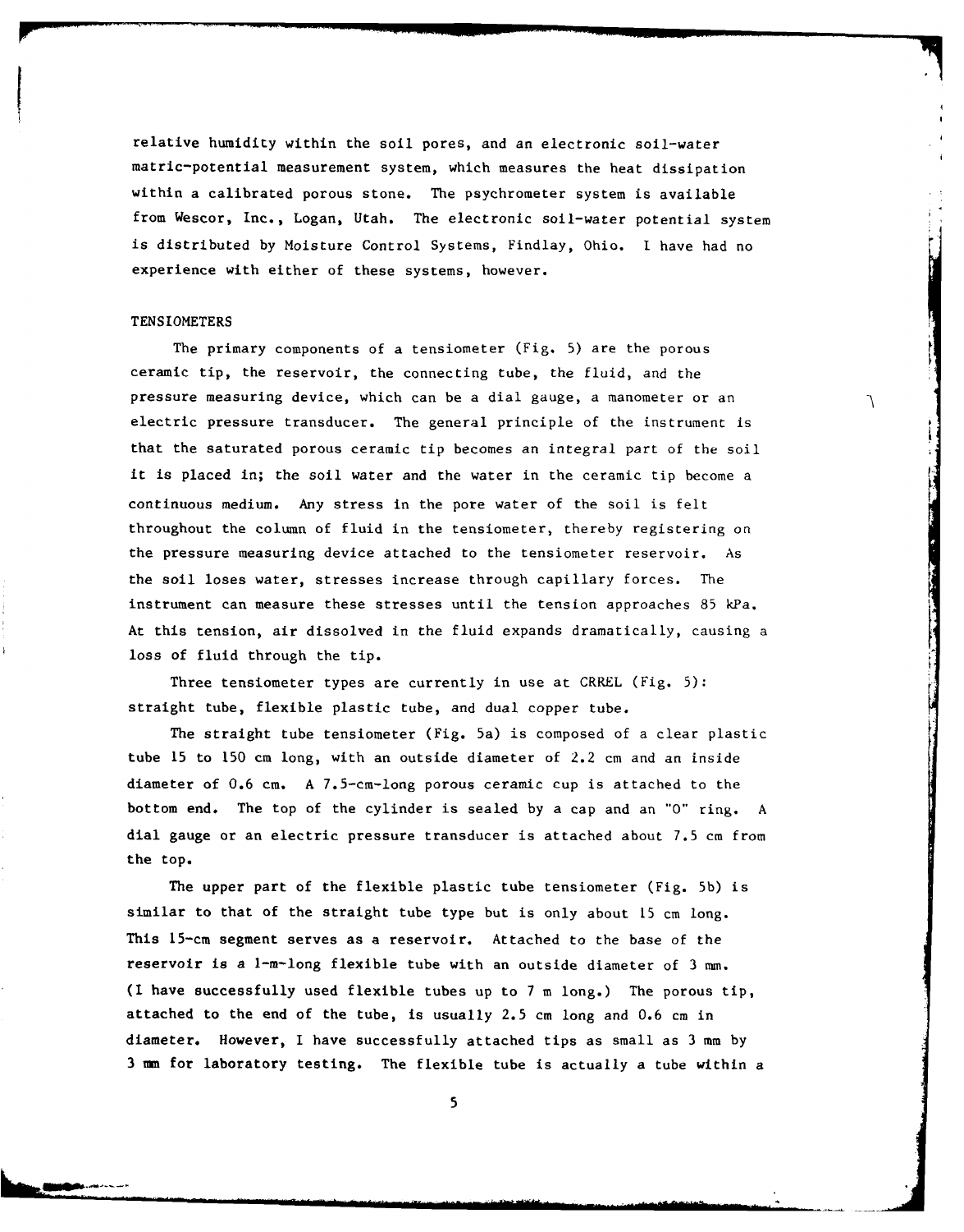relative humidity within the soil pores, and an electronic soil-water matric-potential measurement system, which measures the heat dissipation within a calibrated porous stone. The psychrometer system is available from Wescor, Inc., Logan, Utah. The electronic soil-water potential system is distributed by Moisture Control Systems, Findlay, Ohio. I have had no experience with either of these systems, however.

## TENSIOMETERS

The primary components of a tensiometer (Fig. 5) are the porous ceramic tip, the reservoir, the connecting tube, the fluid, and the pressure measuring device, which can be a dial gauge, a manometer or an electric pressure transducer. The general principle of the instrument is that the saturated porous ceramic tip becomes an integral part of the soil it is placed in; the soil water and the water in the ceramic tip become a continuous medium. Any stress in the pore water of the soil is felt throughout the column of fluid in the tensiometer, thereby registering on the pressure measuring device attached to the tensiometer reservoir. As the soil loses water, stresses increase through capillary forces. The instrument can measure these stresses until the tension approaches 85 kPa. At this tension, air dissolved in the fluid expands dramatically, causing a loss of fluid through the tip.

Three tensiometer types are currently in use at CRREL (Fig. 5): straight tube, flexible plastic tube, and dual copper tube.

The straight tube tensiometer (Fig. 5a) is composed of a clear plastic tube 15 to 150 cm long, with an outside diameter of 2.2 cm and an inside diameter of 0.6 cm. A 7.5-cm-long porous ceramic cup is attached to the bottom end. The top of the cylinder is sealed by a cap and an "O" ring. A dial gauge or an electric pressure transducer is attached about 7.5 cm from the top.

The upper part of the flexible plastic tube tensiometer (Fig. 5b) is similar to that of the straight tube type but is only about 15 cm long. This 15-cm segment serves as a reservoir. Attached to the base of the reservoir is a 1-m-long flexible tube with an outside diameter of 3 mm. (I have successfully used flexible tubes up to 7 m long.) The porous tip, attached to the end of the tube, is usually 2.5 cm long and 0.6 cm in diameter. However, I have successfully attached tips as small as 3 mm by 3 mm for laboratory testing. The flexible tube is actually a tube within a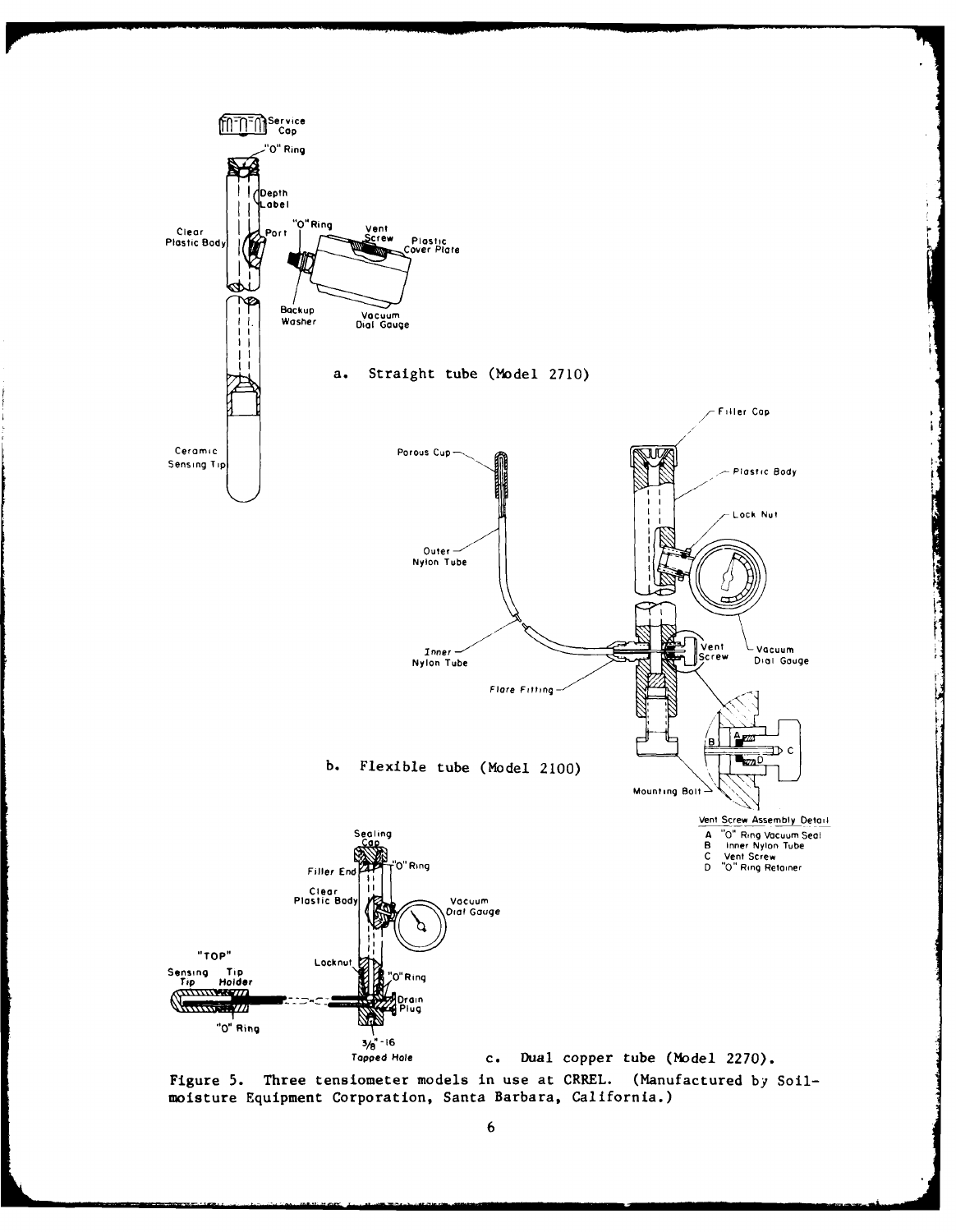a. Straight tube (Model 2710)

b. Flexible tube (Model 2100)

Vent Screw Assembly Detail

A "O" Ring Vacuum Seal
B Inner Nylon Tube
C Vent Screw
D "O" Ring Retainer

c. Dual copper tube (Model 2270).

Figure 5. Three tensiometer models in use at CRREL. (Manufactured by Soilmoisture Equipment Corporation, Santa Barbara, California.)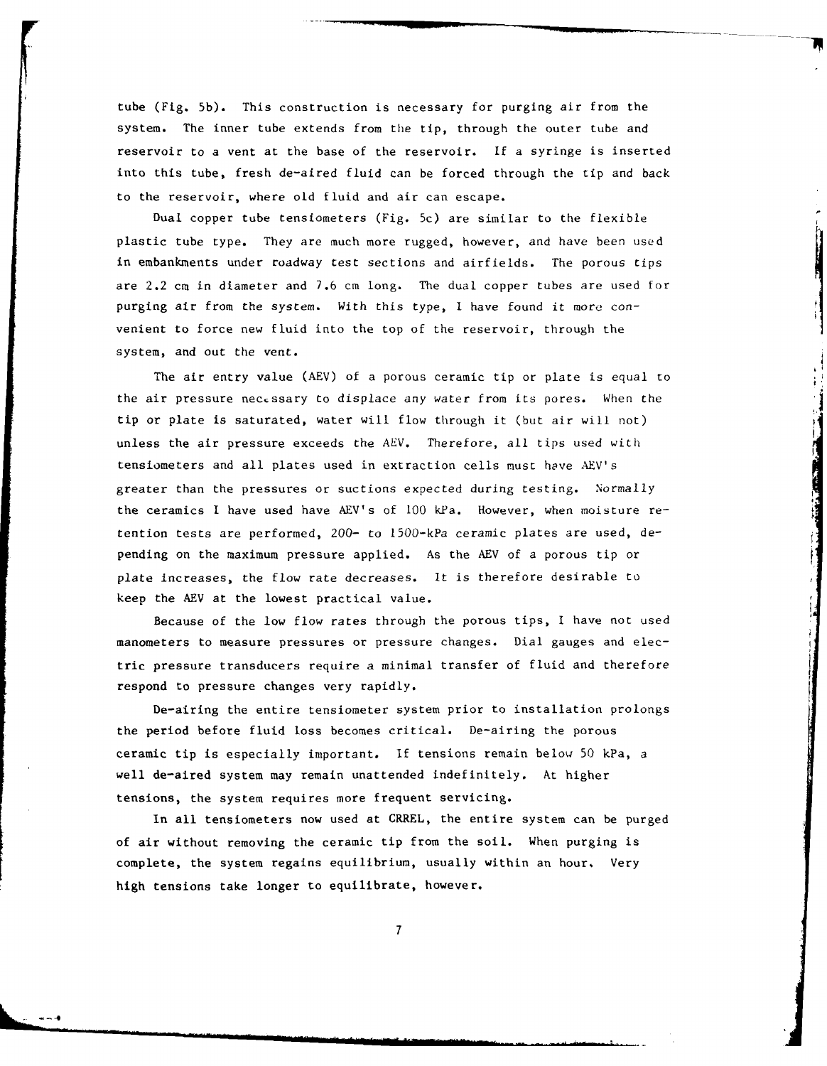tube (Fig. 5b). This construction is necessary for purging air from the system. The inner tube extends from the tip, through the outer tube and reservoir to a vent at the base of the reservoir. If a syringe is inserted into this tube, fresh de-aired fluid can be forced through the tip and back to the reservoir, where old fluid and air can escape.

Dual copper tube tensiometers (Fig. 5c) are similar to the flexible plastic tube type. They are much more rugged, however, and have been used in embankments under roadway test sections and airfields. The porous tips are 2.2 cm in diameter and 7.6 cm long. The dual copper tubes are used for purging air from the system. With this type, I have found it more convenient to force new fluid into the top of the reservoir, through the system, and out the vent.

The air entry value (AEV) of a porous ceramic tip or plate is equal to the air pressure necessary to displace any water from its pores. When the tip or plate is saturated, water will flow through it (but air will not) unless the air pressure exceeds the AEV. Therefore, all tips used with tensiometers and all plates used in extraction cells must have AEV's greater than the pressures or suctions expected during testing. Normally the ceramics I have used have AEV's of 100 kPa. However, when moisture retention tests are performed, 200- to 1500-kPa ceramic plates are used, depending on the maximum pressure applied. As the AEV of a porous tip or plate increases, the flow rate decreases. It is therefore desirable to keep the AEV at the lowest practical value.

Because of the low flow rates through the porous tips, I have not used manometers to measure pressures or pressure changes. Dial gauges and electric pressure transducers require a minimal transfer of fluid and therefore respond to pressure changes very rapidly.

De-airing the entire tensiometer system prior to installation prolongs the period before fluid loss becomes critical. De-airing the porous ceramic tip is especially important. If tensions remain below 50 kPa, a well de-aired system may remain unattended indefinitely. At higher tensions, the system requires more frequent servicing.

In all tensiometers now used at CRREL, the entire system can be purged of air without removing the ceramic tip from the soil. When purging is complete, the system regains equilibrium, usually within an hour. Very high tensions take longer to equilibrate, however.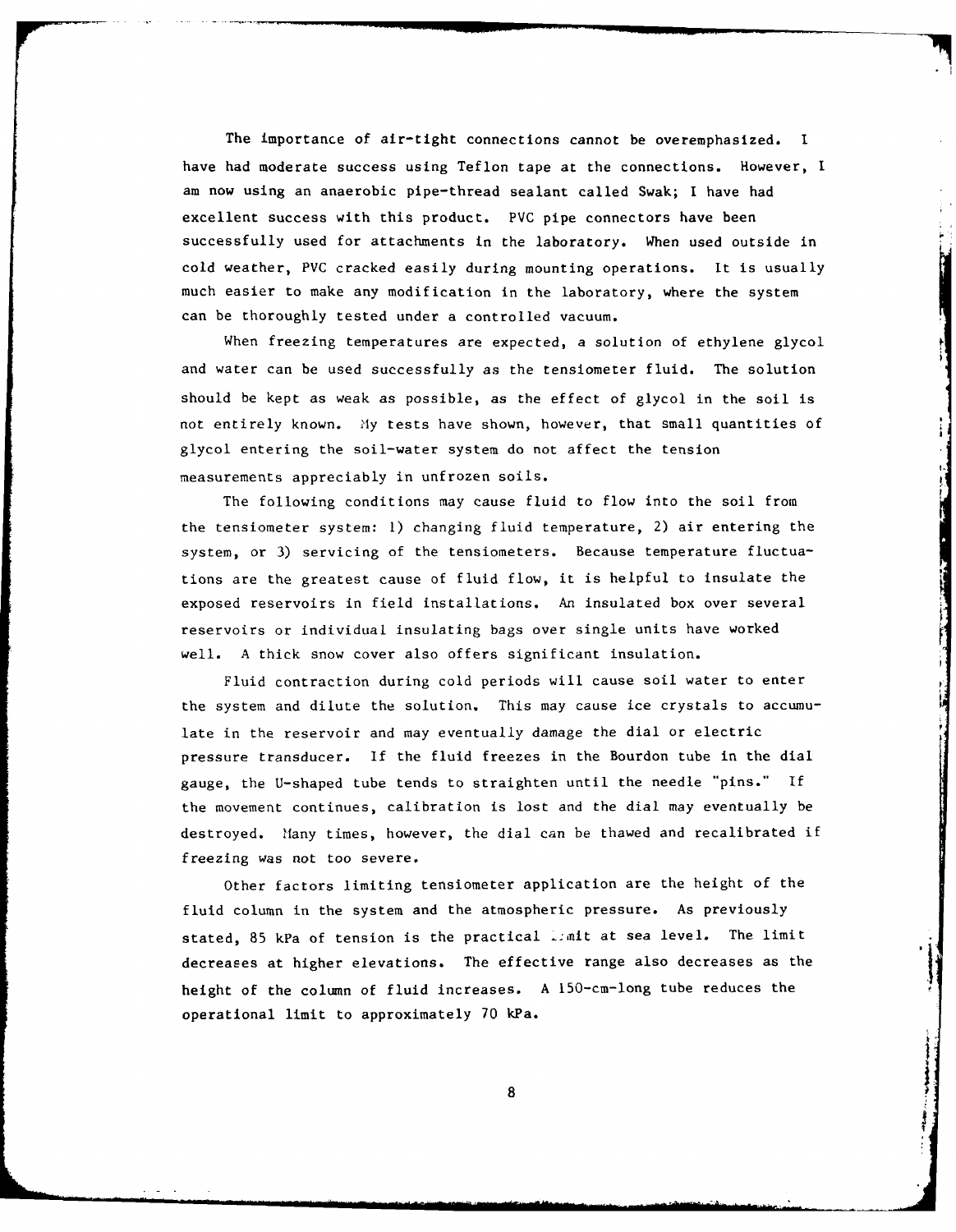The importance of air-tight connections cannot be overemphasized. I have had moderate success using Teflon tape at the connections. However, I am now using an anaerobic pipe-thread sealant called Swak; I have had excellent success with this product. PVC pipe connectors have been successfully used for attachments in the laboratory. When used outside in cold weather, PVC cracked easily during mounting operations. It is usually much easier to make any modification in the laboratory, where the system can be thoroughly tested under a controlled vacuum.

When freezing temperatures are expected, a solution of ethylene glycol and water can be used successfully as the tensiometer fluid. The solution should be kept as weak as possible, as the effect of glycol in the soil is not entirely known. My tests have shown, however, that small quantities of glycol entering the soil-water system do not affect the tension measurements appreciably in unfrozen soils.

The following conditions may cause fluid to flow into the soil from the tensiometer system: 1) changing fluid temperature, 2) air entering the system, or 3) servicing of the tensiometers. Because temperature fluctuations are the greatest cause of fluid flow, it is helpful to insulate the exposed reservoirs in field installations. An insulated box over several reservoirs or individual insulating bags over single units have worked well. A thick snow cover also offers significant insulation.

Fluid contraction during cold periods will cause soil water to enter the system and dilute the solution. This may cause ice crystals to accumulate in the reservoir and may eventually damage the dial or electric pressure transducer. If the fluid freezes in the Bourdon tube in the dial gauge, the U-shaped tube tends to straighten until the needle "pins." If the movement continues, calibration is lost and the dial may eventually be destroyed. Many times, however, the dial can be thawed and recalibrated if freezing was not too severe.

Other factors limiting tensiometer application are the height of the fluid column in the system and the atmospheric pressure. As previously stated, 85 kPa of tension is the practical limit at sea level. The limit decreases at higher elevations. The effective range also decreases as the height of the column of fluid increases. A 150-cm-long tube reduces the operational limit to approximately 70 kPa.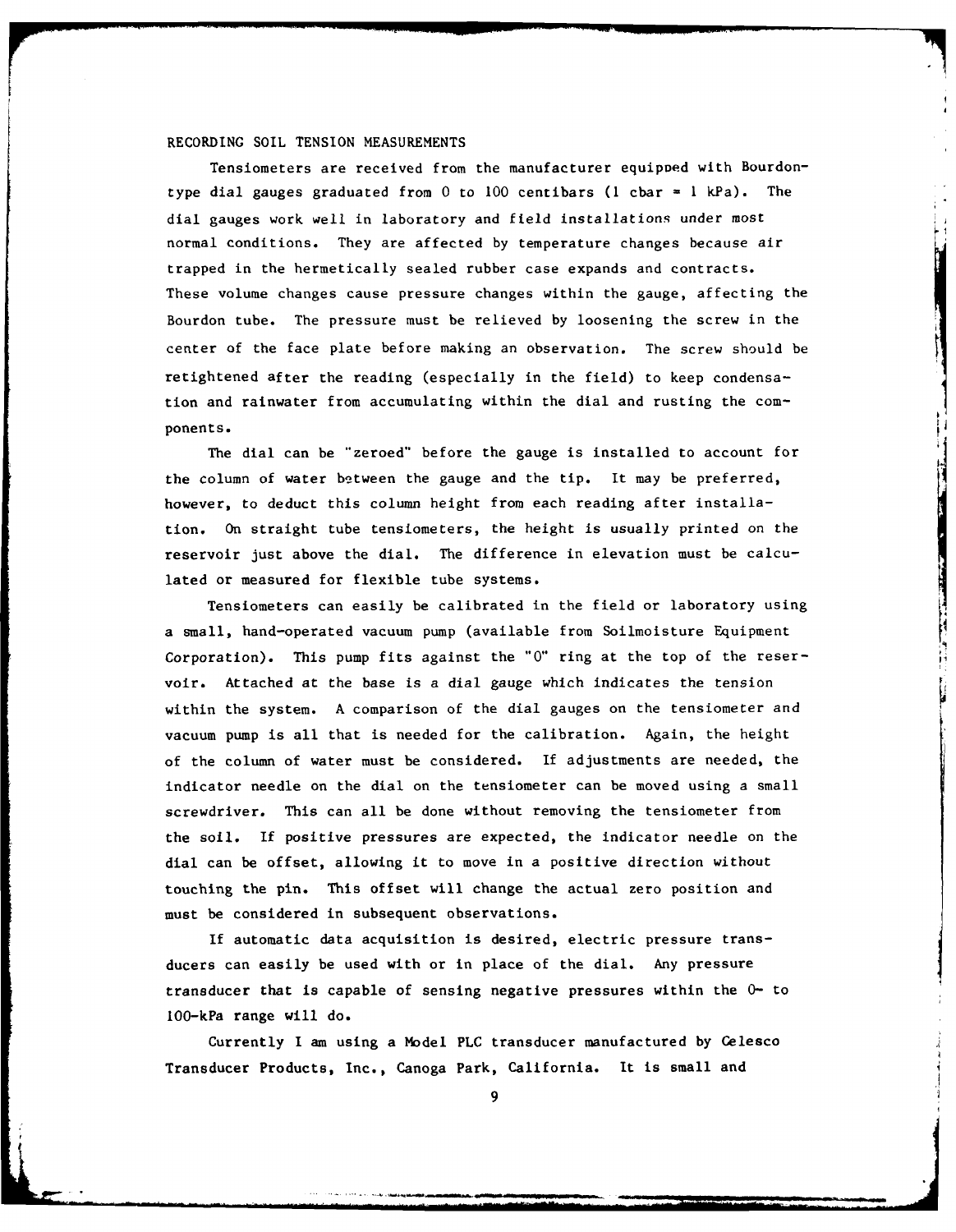## RECORDING SOIL TENSION MEASUREMENTS

Tensiometers are received from the manufacturer equipped with Bourdon-type dial gauges graduated from 0 to 100 centibars (1 cbar = 1 kPa). The dial gauges work well in laboratory and field installations under most normal conditions. They are affected by temperature changes because air trapped in the hermetically sealed rubber case expands and contracts. These volume changes cause pressure changes within the gauge, affecting the Bourdon tube. The pressure must be relieved by loosening the screw in the center of the face plate before making an observation. The screw should be retightened after the reading (especially in the field) to keep condensation and rainwater from accumulating within the dial and rusting the components.

The dial can be "zeroed" before the gauge is installed to account for the column of water between the gauge and the tip. It may be preferred, however, to deduct this column height from each reading after installation. On straight tube tensiometers, the height is usually printed on the reservoir just above the dial. The difference in elevation must be calculated or measured for flexible tube systems.

Tensiometers can easily be calibrated in the field or laboratory using a small, hand-operated vacuum pump (available from Soilmoisture Equipment Corporation). This pump fits against the "O" ring at the top of the reservoir. Attached at the base is a dial gauge which indicates the tension within the system. A comparison of the dial gauges on the tensiometer and vacuum pump is all that is needed for the calibration. Again, the height of the column of water must be considered. If adjustments are needed, the indicator needle on the dial on the tensiometer can be moved using a small screwdriver. This can all be done without removing the tensiometer from the soil. If positive pressures are expected, the indicator needle on the dial can be offset, allowing it to move in a positive direction without touching the pin. This offset will change the actual zero position and must be considered in subsequent observations.

If automatic data acquisition is desired, electric pressure transducers can easily be used with or in place of the dial. Any pressure transducer that is capable of sensing negative pressures within the 0- to 100-kPa range will do.

Currently I am using a Model PLC transducer manufactured by Celesco Transducer Products, Inc., Canoga Park, California. It is small and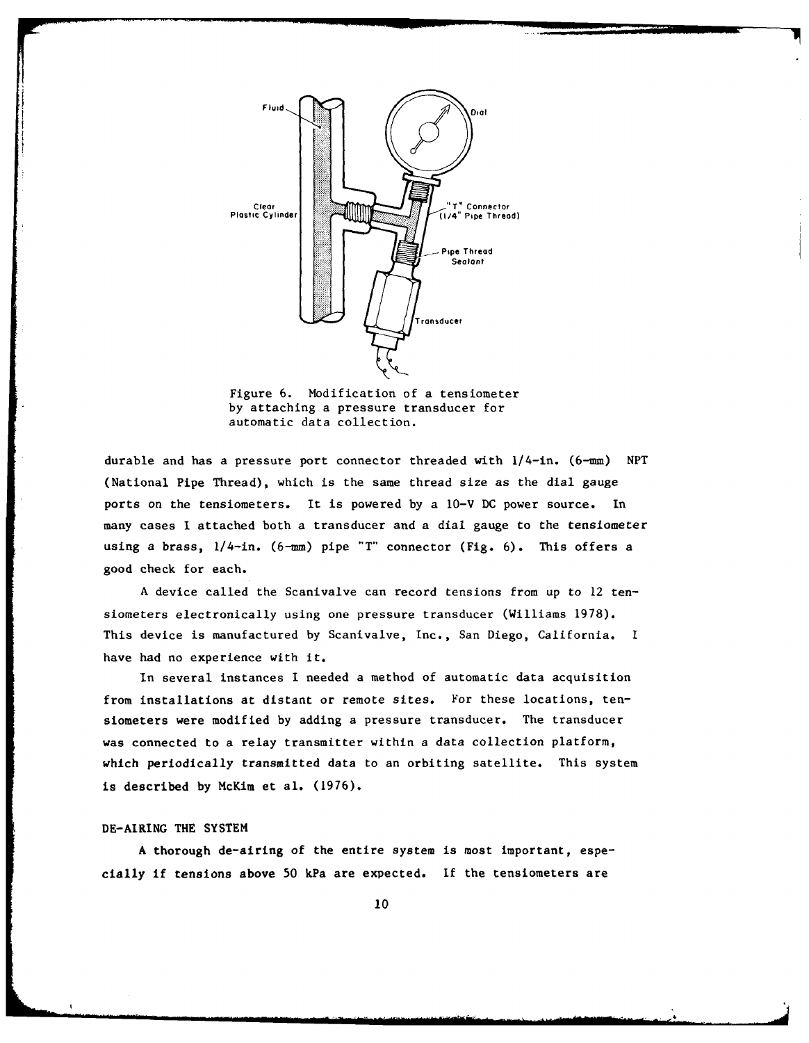Figure 6. Modification of a tensiometer by attaching a pressure transducer for automatic data collection.

durable and has a pressure port connector threaded with 1/4-in. (6-mm) NPT (National Pipe Thread), which is the same thread size as the dial gauge ports on the tensiometers. It is powered by a 10-V DC power source. In many cases I attached both a transducer and a dial gauge to the tensiometer using a brass, 1/4-in. (6-mm) pipe "T" connector (Fig. 6). This offers a good check for each.

A device called the Scanivalve can record tensions from up to 12 tensiometers electronically using one pressure transducer (Williams 1978). This device is manufactured by Scanivalve, Inc., San Diego, California. I have had no experience with it.

In several instances I needed a method of automatic data acquisition from installations at distant or remote sites. For these locations, tensiometers were modified by adding a pressure transducer. The transducer was connected to a relay transmitter within a data collection platform, which periodically transmitted data to an orbiting satellite. This system is described by McKim et al. (1976).

## DE-AIRING THE SYSTEM

A thorough de-airing of the entire system is most important, especially if tensions above 50 kPa are expected. If the tensiometers are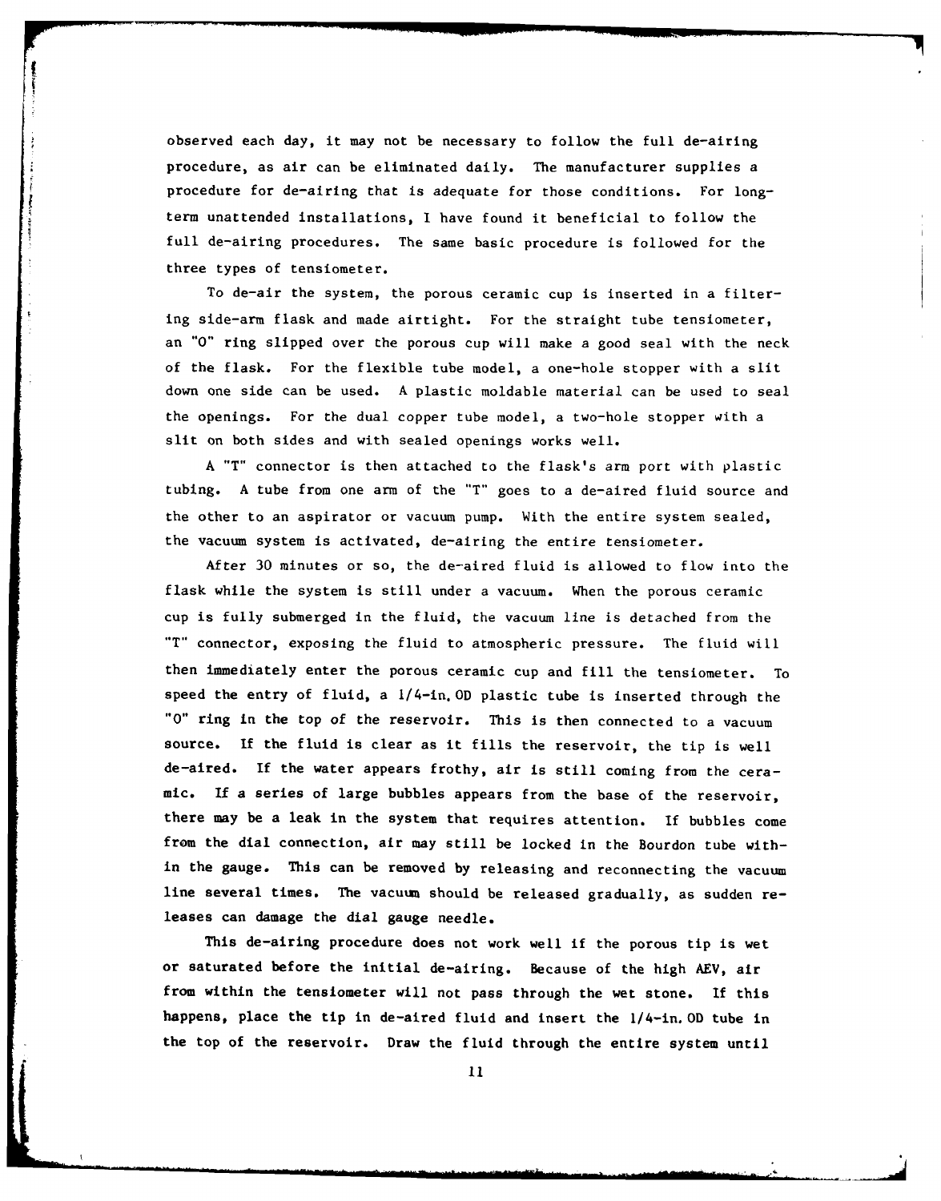observed each day, it may not be necessary to follow the full de-airing procedure, as air can be eliminated daily. The manufacturer supplies a procedure for de-airing that is adequate for those conditions. For long-term unattended installations, I have found it beneficial to follow the full de-airing procedures. The same basic procedure is followed for the three types of tensiometer.

To de-air the system, the porous ceramic cup is inserted in a filtering side-arm flask and made airtight. For the straight tube tensiometer, an "O" ring slipped over the porous cup will make a good seal with the neck of the flask. For the flexible tube model, a one-hole stopper with a slit down one side can be used. A plastic moldable material can be used to seal the openings. For the dual copper tube model, a two-hole stopper with a slit on both sides and with sealed openings works well.

A "T" connector is then attached to the flask's arm port with plastic tubing. A tube from one arm of the "T" goes to a de-aired fluid source and the other to an aspirator or vacuum pump. With the entire system sealed, the vacuum system is activated, de-airing the entire tensiometer.

After 30 minutes or so, the de-aired fluid is allowed to flow into the flask while the system is still under a vacuum. When the porous ceramic cup is fully submerged in the fluid, the vacuum line is detached from the "T" connector, exposing the fluid to atmospheric pressure. The fluid will then immediately enter the porous ceramic cup and fill the tensiometer. To speed the entry of fluid, a 1/4-in. OD plastic tube is inserted through the "O" ring in the top of the reservoir. This is then connected to a vacuum source. If the fluid is clear as it fills the reservoir, the tip is well de-aired. If the water appears frothy, air is still coming from the ceramic. If a series of large bubbles appears from the base of the reservoir, there may be a leak in the system that requires attention. If bubbles come from the dial connection, air may still be locked in the Bourdon tube within the gauge. This can be removed by releasing and reconnecting the vacuum line several times. The vacuum should be released gradually, as sudden releases can damage the dial gauge needle.

This de-airing procedure does not work well if the porous tip is wet or saturated before the initial de-airing. Because of the high AEV, air from within the tensiometer will not pass through the wet stone. If this happens, place the tip in de-aired fluid and insert the 1/4-in. OD tube in the top of the reservoir. Draw the fluid through the entire system until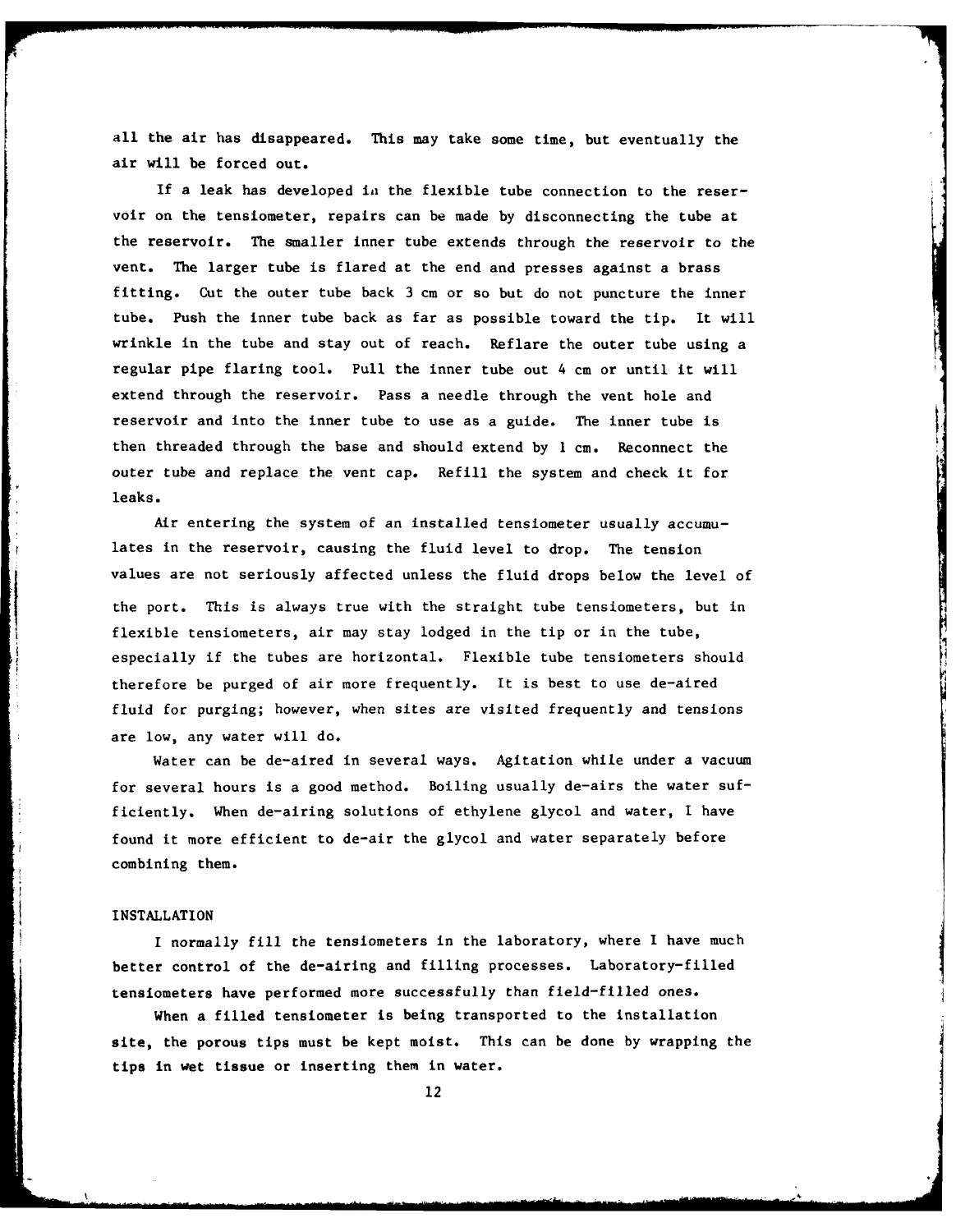all the air has disappeared. This may take some time, but eventually the air will be forced out.

If a leak has developed in the flexible tube connection to the reservoir on the tensiometer, repairs can be made by disconnecting the tube at the reservoir. The smaller inner tube extends through the reservoir to the vent. The larger tube is flared at the end and presses against a brass fitting. Cut the outer tube back 3 cm or so but do not puncture the inner tube. Push the inner tube back as far as possible toward the tip. It will wrinkle in the tube and stay out of reach. Reflare the outer tube using a regular pipe flaring tool. Pull the inner tube out 4 cm or until it will extend through the reservoir. Pass a needle through the vent hole and reservoir and into the inner tube to use as a guide. The inner tube is then threaded through the base and should extend by 1 cm. Reconnect the outer tube and replace the vent cap. Refill the system and check it for leaks.

Air entering the system of an installed tensiometer usually accumulates in the reservoir, causing the fluid level to drop. The tension values are not seriously affected unless the fluid drops below the level of the port. This is always true with the straight tube tensiometers, but in flexible tensiometers, air may stay lodged in the tip or in the tube, especially if the tubes are horizontal. Flexible tube tensiometers should therefore be purged of air more frequently. It is best to use de-aired fluid for purging; however, when sites are visited frequently and tensions are low, any water will do.

Water can be de-aired in several ways. Agitation while under a vacuum for several hours is a good method. Boiling usually de-airs the water sufficiently. When de-airing solutions of ethylene glycol and water, I have found it more efficient to de-air the glycol and water separately before combining them.

## INSTALLATION

I normally fill the tensiometers in the laboratory, where I have much better control of the de-airing and filling processes. Laboratory-filled tensiometers have performed more successfully than field-filled ones.

When a filled tensiometer is being transported to the installation site, the porous tips must be kept moist. This can be done by wrapping the tips in wet tissue or inserting them in water.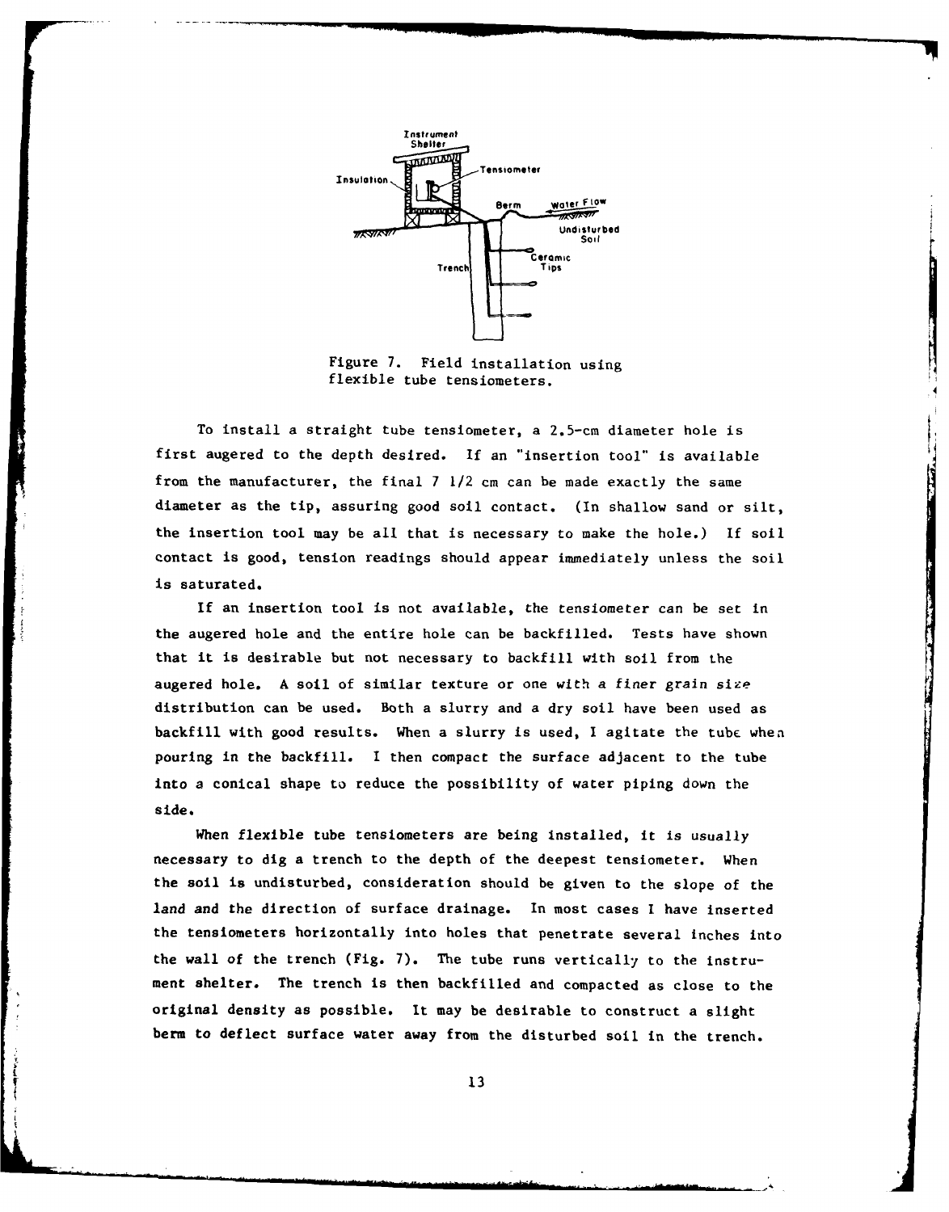Figure 7. Field installation using flexible tube tensiometers.

To install a straight tube tensiometer, a 2.5-cm diameter hole is first augered to the depth desired. If an "insertion tool" is available from the manufacturer, the final 7 1/2 cm can be made exactly the same diameter as the tip, assuring good soil contact. (In shallow sand or silt, the insertion tool may be all that is necessary to make the hole.) If soil contact is good, tension readings should appear immediately unless the soil is saturated.

If an insertion tool is not available, the tensiometer can be set in the augered hole and the entire hole can be backfilled. Tests have shown that it is desirable but not necessary to backfill with soil from the augered hole. A soil of similar texture or one with a finer grain size distribution can be used. Both a slurry and a dry soil have been used as backfill with good results. When a slurry is used, I agitate the tube when pouring in the backfill. I then compact the surface adjacent to the tube into a conical shape to reduce the possibility of water piping down the side.

When flexible tube tensiometers are being installed, it is usually necessary to dig a trench to the depth of the deepest tensiometer. When the soil is undisturbed, consideration should be given to the slope of the land and the direction of surface drainage. In most cases I have inserted the tensiometers horizontally into holes that penetrate several inches into the wall of the trench (Fig. 7). The tube runs vertically to the instrument shelter. The trench is then backfilled and compacted as close to the original density as possible. It may be desirable to construct a slight berm to deflect surface water away from the disturbed soil in the trench.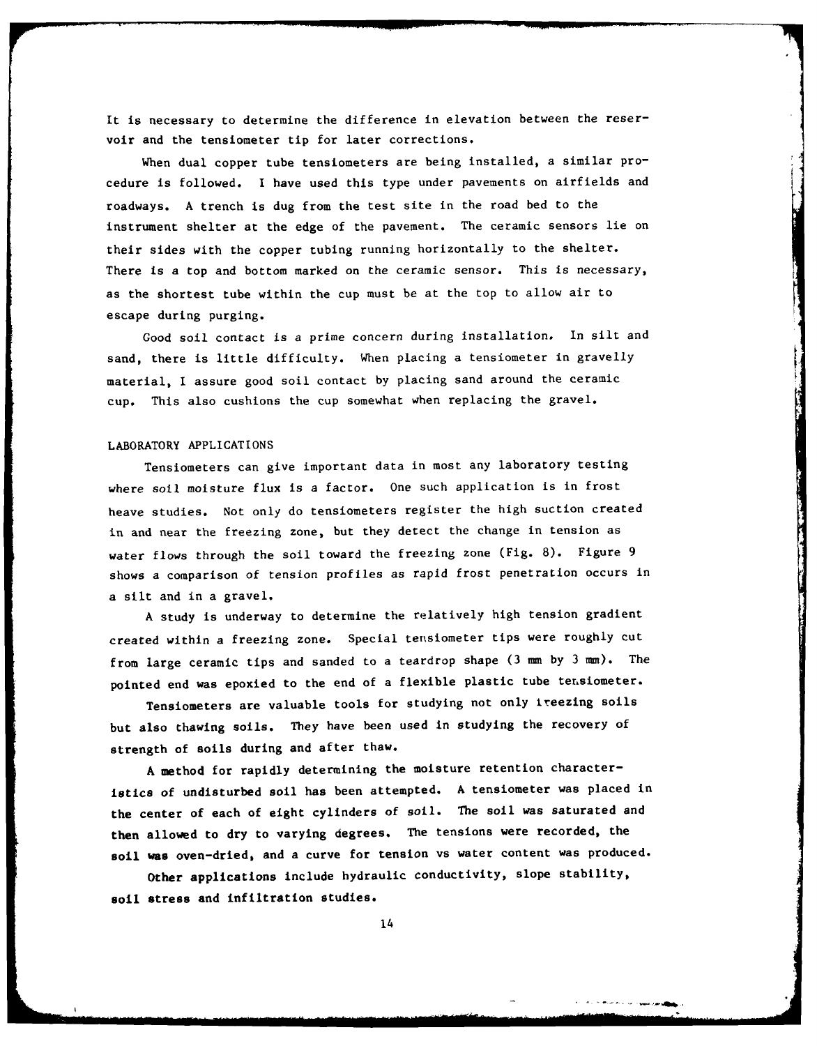It is necessary to determine the difference in elevation between the reservoir and the tensiometer tip for later corrections.

When dual copper tube tensiometers are being installed, a similar procedure is followed. I have used this type under pavements on airfields and roadways. A trench is dug from the test site in the road bed to the instrument shelter at the edge of the pavement. The ceramic sensors lie on their sides with the copper tubing running horizontally to the shelter. There is a top and bottom marked on the ceramic sensor. This is necessary, as the shortest tube within the cup must be at the top to allow air to escape during purging.

Good soil contact is a prime concern during installation. In silt and sand, there is little difficulty. When placing a tensiometer in gravelly material, I assure good soil contact by placing sand around the ceramic cup. This also cushions the cup somewhat when replacing the gravel.

## LABORATORY APPLICATIONS

Tensiometers can give important data in most any laboratory testing where soil moisture flux is a factor. One such application is in frost heave studies. Not only do tensiometers register the high suction created in and near the freezing zone, but they detect the change in tension as water flows through the soil toward the freezing zone (Fig. 8). Figure 9 shows a comparison of tension profiles as rapid frost penetration occurs in a silt and in a gravel.

A study is underway to determine the relatively high tension gradient created within a freezing zone. Special tensiometer tips were roughly cut from large ceramic tips and sanded to a teardrop shape (3 mm by 3 mm). The pointed end was epoxied to the end of a flexible plastic tube tensiometer.

Tensiometers are valuable tools for studying not only freezing soils but also thawing soils. They have been used in studying the recovery of strength of soils during and after thaw.

A method for rapidly determining the moisture retention characteristics of undisturbed soil has been attempted. A tensiometer was placed in the center of each of eight cylinders of soil. The soil was saturated and then allowed to dry to varying degrees. The tensions were recorded, the soil was oven-dried, and a curve for tension vs water content was produced.

Other applications include hydraulic conductivity, slope stability, soil stress and infiltration studies.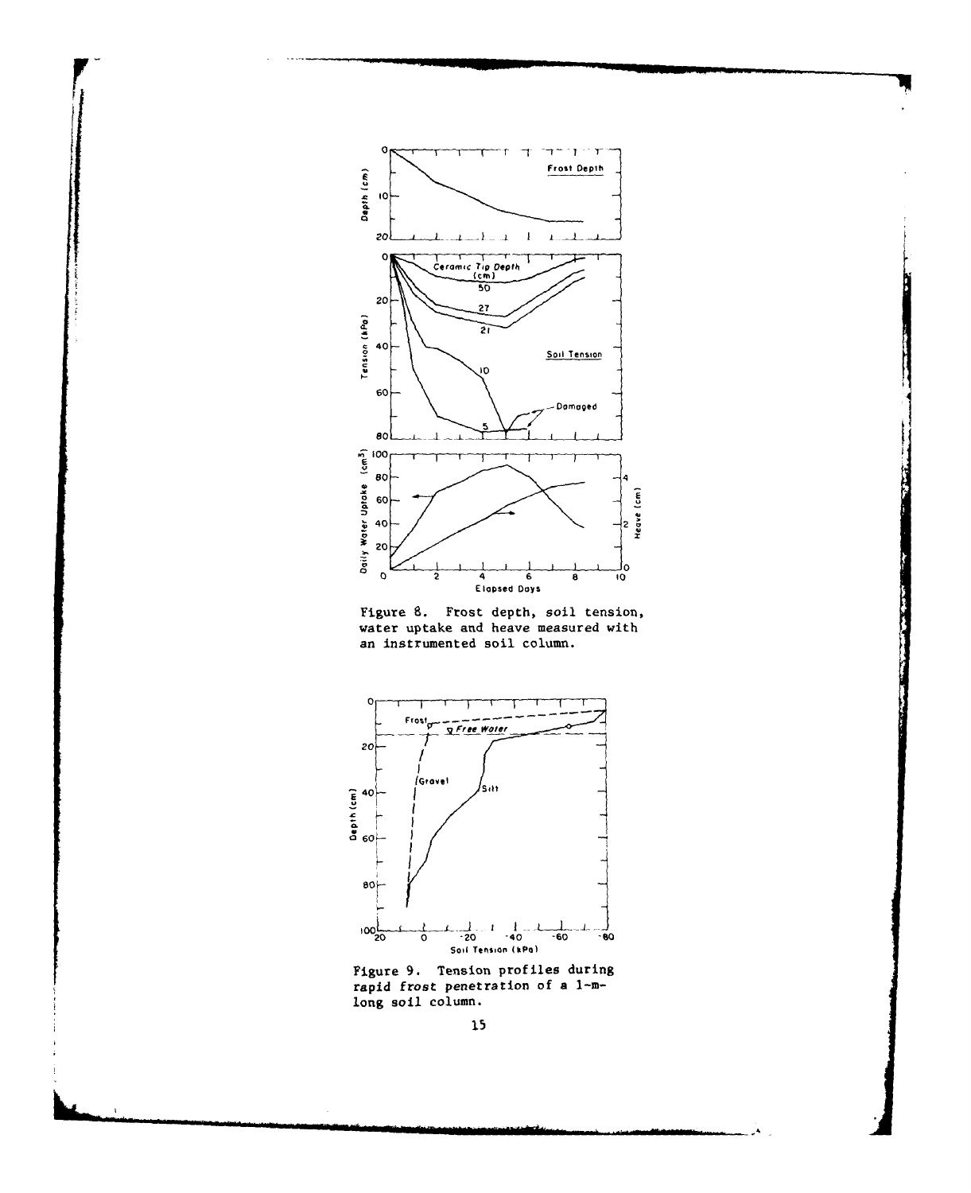Figure 8. Frost depth, soil tension, water uptake and heave measured with an instrumented soil column.

Figure 9. Tension profiles during rapid frost penetration of a 1-m-long soil column.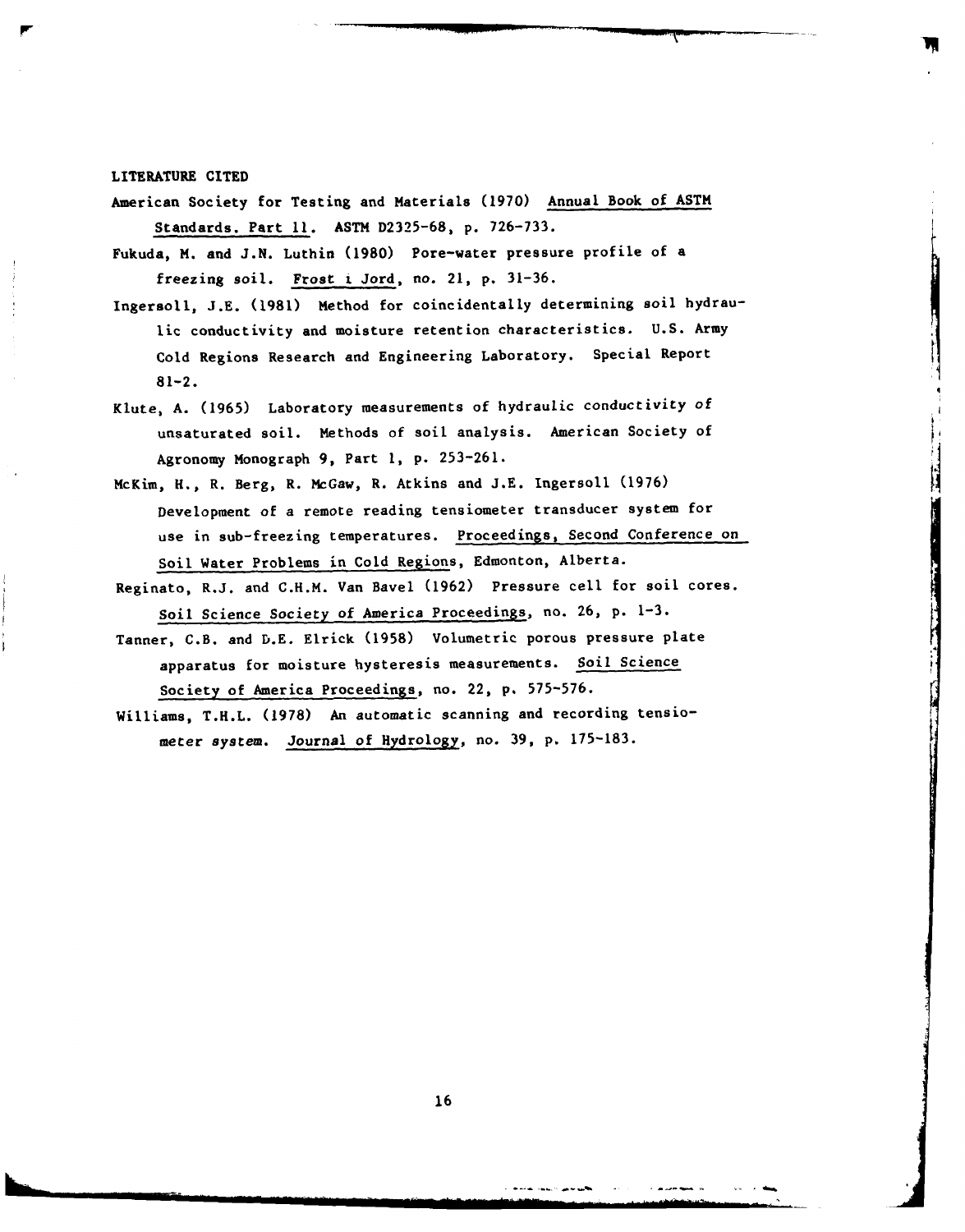## LITERATURE CITED

American Society for Testing and Materials (1970) Annual Book of ASTM Standards. Part 11. ASTM D2325-68, p. 726-733.

Fukuda, M. and J.N. Luthin (1980) Pore-water pressure profile of a freezing soil. Frost i Jord, no. 21, p. 31-36.

Ingersoll, J.E. (1981) Method for coincidentally determining soil hydraulic conductivity and moisture retention characteristics. U.S. Army Cold Regions Research and Engineering Laboratory. Special Report 81-2.

Klute, A. (1965) Laboratory measurements of hydraulic conductivity of unsaturated soil. Methods of soil analysis. American Society of Agronomy Monograph 9, Part 1, p. 253-261.

McKim, H., R. Berg, R. McGaw, R. Atkins and J.E. Ingersoll (1976) Development of a remote reading tensiometer transducer system for use in sub-freezing temperatures. Proceedings, Second Conference on Soil Water Problems in Cold Regions, Edmonton, Alberta.

Reginato, R.J. and C.H.M. Van Bavel (1962) Pressure cell for soil cores. Soil Science Society of America Proceedings, no. 26, p. 1-3.

Tanner, C.B. and D.E. Elrick (1958) Volumetric porous pressure plate apparatus for moisture hysteresis measurements. Soil Science Society of America Proceedings, no. 22, p. 575-576.

Williams, T.H.L. (1978) An automatic scanning and recording tensiometer system. Journal of Hydrology, no. 39, p. 175-183.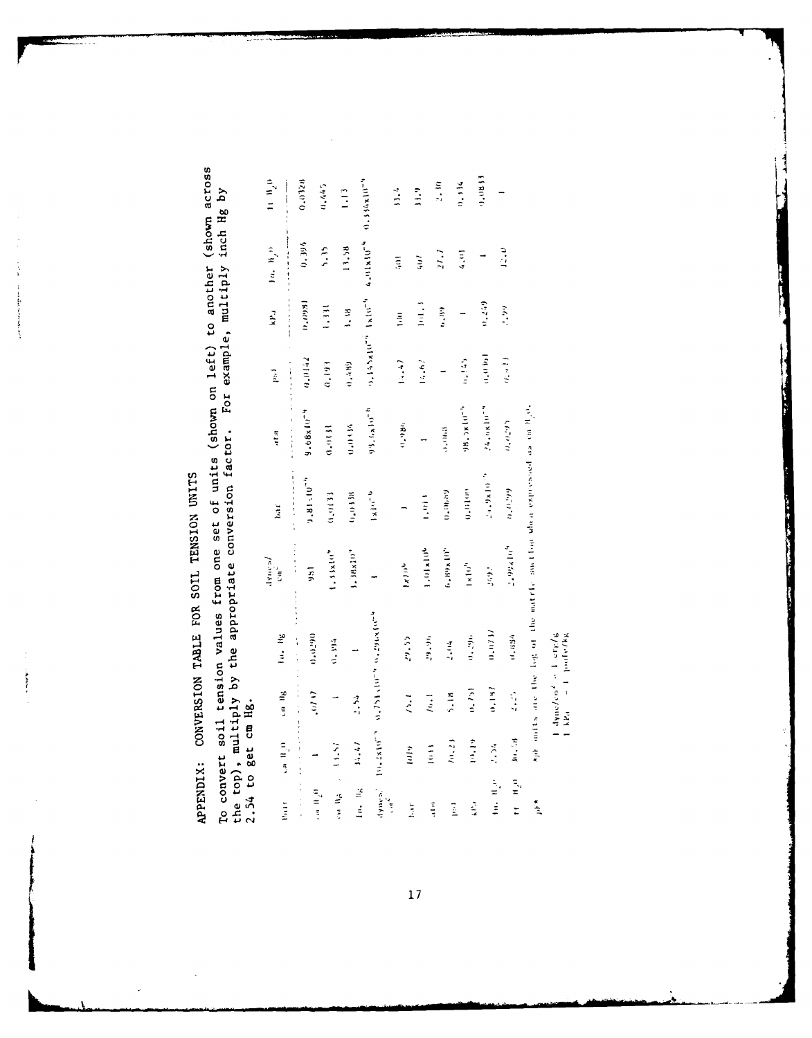## APPENDIX: CONVERSION TABLE FOR SOIL TENSION UNITS

To convert soil tension values from one set of units (shown on left) to another (shown across the top), multiply by the appropriate conversion factor. For example, multiply inch Hg by 2.54 to get cm Hg.

| Unit | cm $H_2O$ | cm Hg | in. Hg | dynes/cm$^2$ | bar | atm | psi | kPa | in. $H_2O$ | ft $H_2O$ |
|---|---|---|---|---|---|---|---|---|---|---|
| cm $H_2O$ | 1 | .0747 | 0.0290 | 981 | $9.81 \times 10^{-4}$ | $9.68 \times 10^{-4}$ | 0.0142 | 0.0981 | 0.394 | 0.0328 |
| cm Hg | 13.57 | 1 | 0.394 | $1.33 \times 10^{4}$ | 0.0133 | 0.0131 | 0.193 | 1.331 | 5.35 | 0.445 |
| in. Hg | 34.47 | 2.54 | 1 | $3.38 \times 10^{4}$ | 0.0338 | 0.0334 | 0.489 | 3.38 | 13.58 | 1.13 |
| dynes/cm$^2$ | $10.2 \times 10^{-4}$ | $0.751 \times 10^{-4}$ | $0.296 \times 10^{-4}$ | 1 | $1 \times 10^{-6}$ | $98.6 \times 10^{-8}$ | $0.145 \times 10^{-4}$ | $1 \times 10^{-4}$ | $4.01 \times 10^{-4}$ | $0.334 \times 10^{-4}$ |
| bar | 1019 | 75.1 | 29.55 | $1 \times 10^{6}$ | 1 | 0.986 | 14.47 | 100 | 401 | 33.4 |
| atm | 1033 | 76.1 | 29.96 | $1.01 \times 10^{6}$ | 1.013 | 1 | 14.67 | 101.3 | 407 | 33.9 |
| psi | 70.23 | 5.18 | 2.04 | $6.89 \times 10^{4}$ | 0.0689 | 0.068 | 1 | 6.89 | 27.7 | 2.30 |
| kPa | 10.19 | 0.751 | 0.296 | $1 \times 10^{4}$ | 0.0100 | $98.7 \times 10^{-4}$ | 0.145 | 1 | 4.01 | 0.334 |
| in. $H_2O$ | 2.54 | 0.187 | 0.0737 | 2492 | $24.9 \times 10^{-4}$ | $24.6 \times 10^{-4}$ | 0.0361 | 0.249 | 1 | 0.0833 |
| ft $H_2O$ | 30.48 | 2.25 | 0.884 | $2.99 \times 10^{4}$ | 0.0299 | 0.0295 | 0.433 | 2.99 | 12.0 | 1 |
| pF* | | | | | | | | | | |

*pF units are the log of the matric suction when expressed as cm $H_2O$.

1 dyne/cm$^2$ = 1 erg/g
1 kPa = 1 joule/kg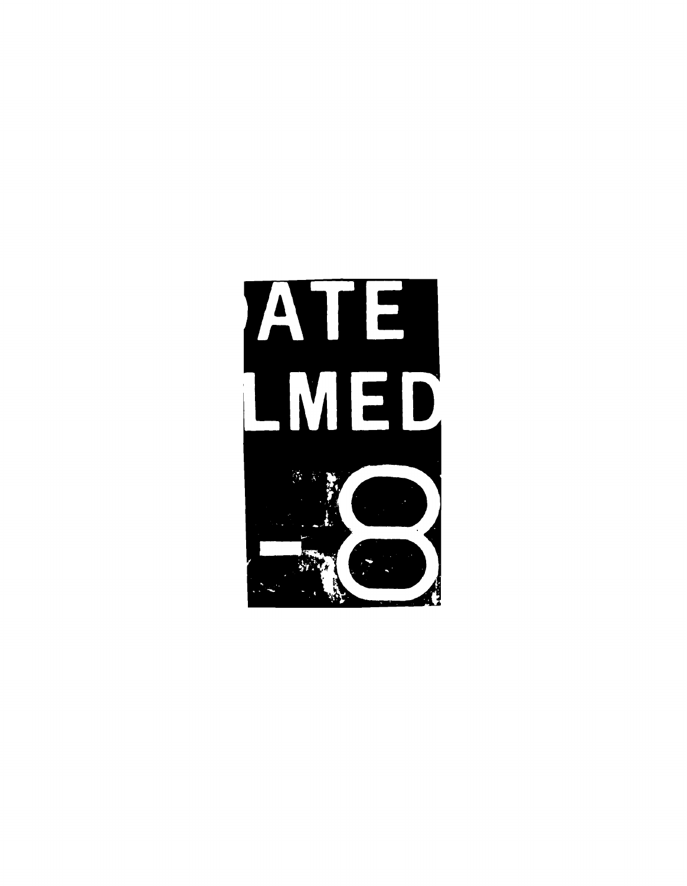ATE

LMED

-8